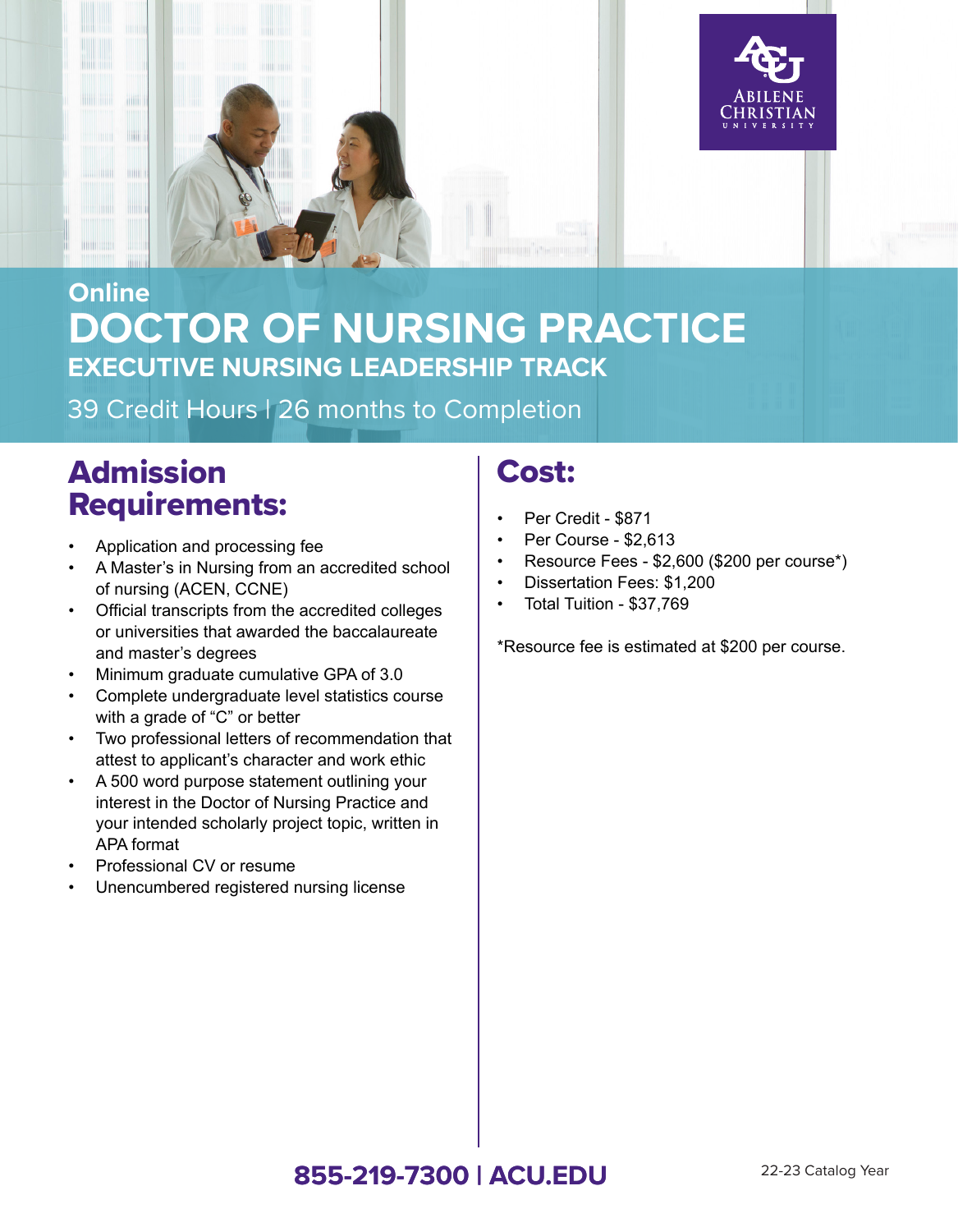ABILENE CHRISTIAN UNIVERSITY

Online

# DOCTOR OF NURSING PRACTICE

## EXECUTIVE NURSING LEADERSHIP TRACK

39 Credit Hours | 26 months to Completion

## Admission Requirements:

- Application and processing fee
- A Master's in Nursing from an accredited school of nursing (ACEN, CCNE)
- Official transcripts from the accredited colleges or universities that awarded the baccalaureate and master's degrees
- Minimum graduate cumulative GPA of 3.0
- Complete undergraduate level statistics course with a grade of "C" or better
- Two professional letters of recommendation that attest to applicant's character and work ethic
- A 500 word purpose statement outlining your interest in the Doctor of Nursing Practice and your intended scholarly project topic, written in APA format
- Professional CV or resume
- Unencumbered registered nursing license

## Cost:

- Per Credit - $871
- Per Course - $2,613
- Resource Fees - $2,600 ($200 per course*)
- Dissertation Fees: $1,200
- Total Tuition - $37,769

*Resource fee is estimated at $200 per course.

**855-219-7300 | ACU.EDU**

22-23 Catalog Year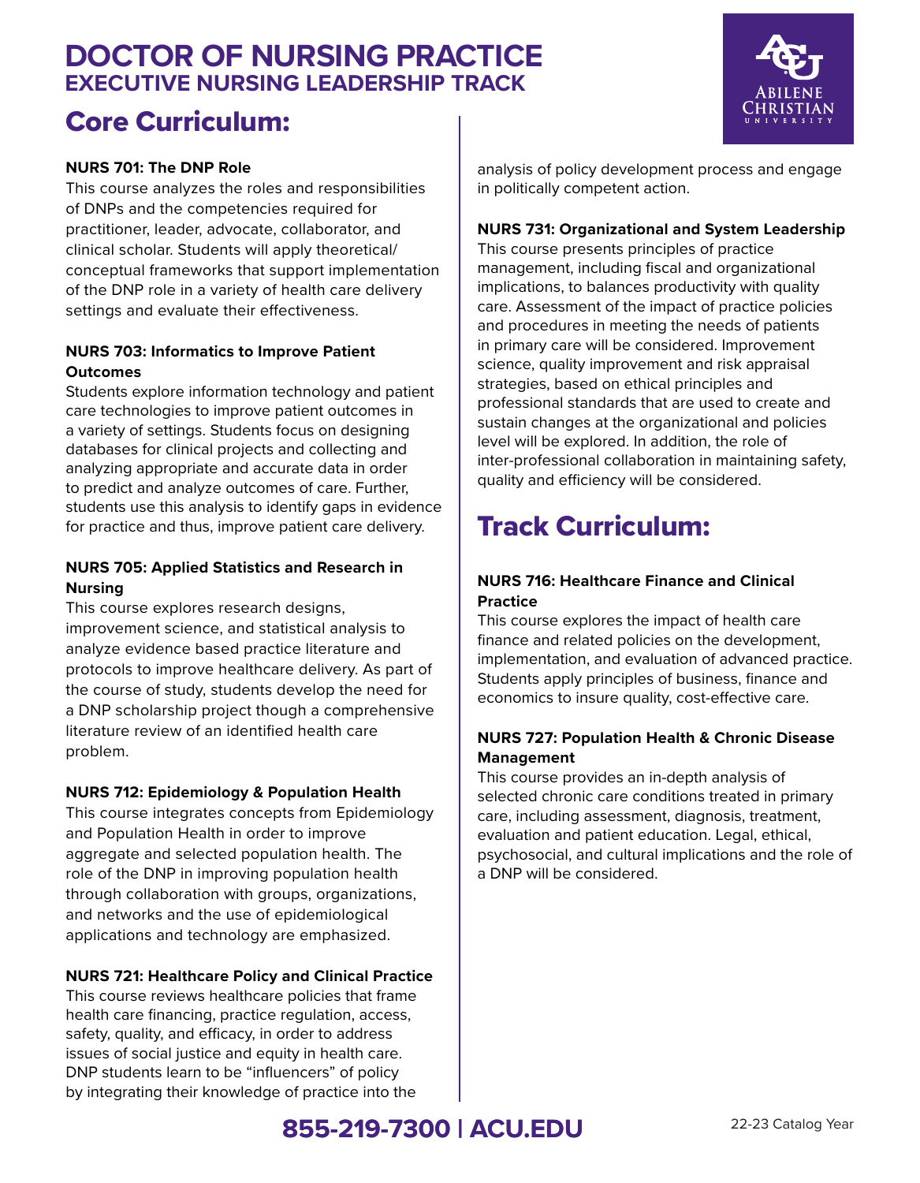# DOCTOR OF NURSING PRACTICE
## EXECUTIVE NURSING LEADERSHIP TRACK

## Core Curriculum:

**NURS 701: The DNP Role**
This course analyzes the roles and responsibilities of DNPs and the competencies required for practitioner, leader, advocate, collaborator, and clinical scholar. Students will apply theoretical/conceptual frameworks that support implementation of the DNP role in a variety of health care delivery settings and evaluate their effectiveness.

**NURS 703: Informatics to Improve Patient Outcomes**
Students explore information technology and patient care technologies to improve patient outcomes in a variety of settings. Students focus on designing databases for clinical projects and collecting and analyzing appropriate and accurate data in order to predict and analyze outcomes of care. Further, students use this analysis to identify gaps in evidence for practice and thus, improve patient care delivery.

**NURS 705: Applied Statistics and Research in Nursing**
This course explores research designs, improvement science, and statistical analysis to analyze evidence based practice literature and protocols to improve healthcare delivery. As part of the course of study, students develop the need for a DNP scholarship project though a comprehensive literature review of an identified health care problem.

**NURS 712: Epidemiology & Population Health**
This course integrates concepts from Epidemiology and Population Health in order to improve aggregate and selected population health. The role of the DNP in improving population health through collaboration with groups, organizations, and networks and the use of epidemiological applications and technology are emphasized.

**NURS 721: Healthcare Policy and Clinical Practice**
This course reviews healthcare policies that frame health care financing, practice regulation, access, safety, quality, and efficacy, in order to address issues of social justice and equity in health care. DNP students learn to be "influencers" of policy by integrating their knowledge of practice into the analysis of policy development process and engage in politically competent action.

**NURS 731: Organizational and System Leadership**
This course presents principles of practice management, including fiscal and organizational implications, to balances productivity with quality care. Assessment of the impact of practice policies and procedures in meeting the needs of patients in primary care will be considered. Improvement science, quality improvement and risk appraisal strategies, based on ethical principles and professional standards that are used to create and sustain changes at the organizational and policies level will be explored. In addition, the role of inter-professional collaboration in maintaining safety, quality and efficiency will be considered.

## Track Curriculum:

**NURS 716: Healthcare Finance and Clinical Practice**
This course explores the impact of health care finance and related policies on the development, implementation, and evaluation of advanced practice. Students apply principles of business, finance and economics to insure quality, cost-effective care.

**NURS 727: Population Health & Chronic Disease Management**
This course provides an in-depth analysis of selected chronic care conditions treated in primary care, including assessment, diagnosis, treatment, evaluation and patient education. Legal, ethical, psychosocial, and cultural implications and the role of a DNP will be considered.

**855-219-7300 | ACU.EDU**

22-23 Catalog Year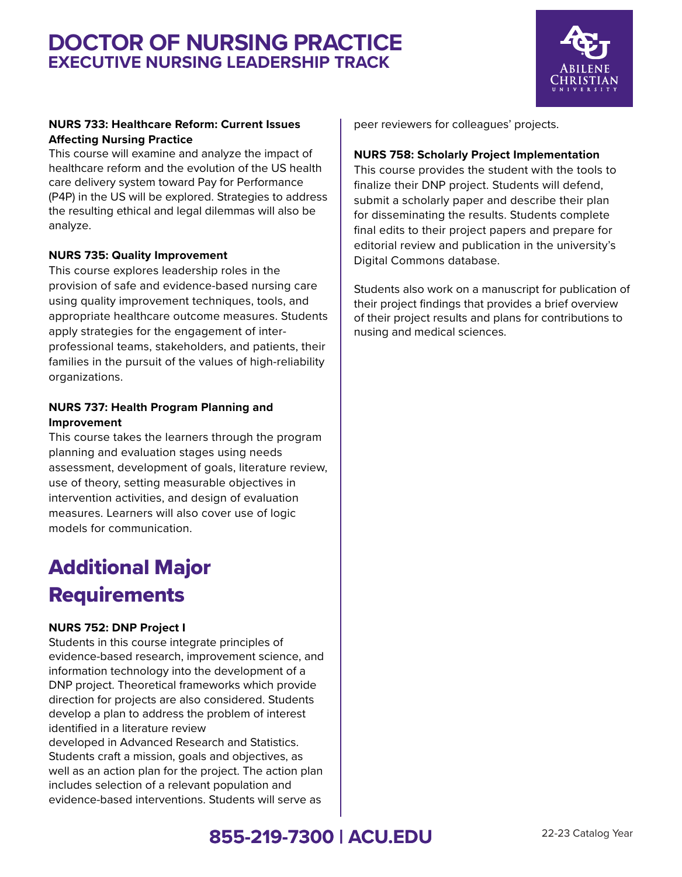# DOCTOR OF NURSING PRACTICE
## EXECUTIVE NURSING LEADERSHIP TRACK

**NURS 733: Healthcare Reform: Current Issues Affecting Nursing Practice**
This course will examine and analyze the impact of healthcare reform and the evolution of the US health care delivery system toward Pay for Performance (P4P) in the US will be explored. Strategies to address the resulting ethical and legal dilemmas will also be analyze.

**NURS 735: Quality Improvement**
This course explores leadership roles in the provision of safe and evidence-based nursing care using quality improvement techniques, tools, and appropriate healthcare outcome measures. Students apply strategies for the engagement of inter-professional teams, stakeholders, and patients, their families in the pursuit of the values of high-reliability organizations.

**NURS 737: Health Program Planning and Improvement**
This course takes the learners through the program planning and evaluation stages using needs assessment, development of goals, literature review, use of theory, setting measurable objectives in intervention activities, and design of evaluation measures. Learners will also cover use of logic models for communication.

## Additional Major Requirements

**NURS 752: DNP Project I**
Students in this course integrate principles of evidence-based research, improvement science, and information technology into the development of a DNP project. Theoretical frameworks which provide direction for projects are also considered. Students develop a plan to address the problem of interest identified in a literature review developed in Advanced Research and Statistics. Students craft a mission, goals and objectives, as well as an action plan for the project. The action plan includes selection of a relevant population and evidence-based interventions. Students will serve as peer reviewers for colleagues' projects.

**NURS 758: Scholarly Project Implementation**
This course provides the student with the tools to finalize their DNP project. Students will defend, submit a scholarly paper and describe their plan for disseminating the results. Students complete final edits to their project papers and prepare for editorial review and publication in the university's Digital Commons database.

Students also work on a manuscript for publication of their project findings that provides a brief overview of their project results and plans for contributions to nusing and medical sciences.